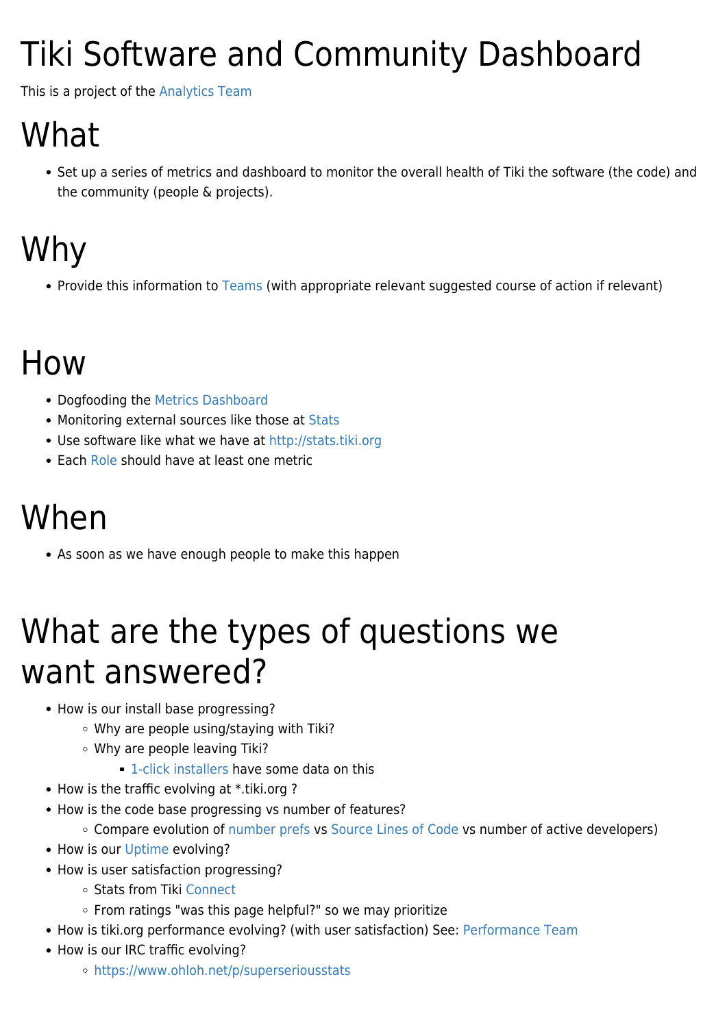# Tiki Software and Community Dashboard

This is a project of the Analytics Team

# What

- Set up a series of metrics and dashboard to monitor the overall health of Tiki the software (the code) and the community (people & projects).

# Why

- Provide this information to Teams (with appropriate relevant suggested course of action if relevant)

# How

- Dogfooding the Metrics Dashboard
- Monitoring external sources like those at Stats
- Use software like what we have at http://stats.tiki.org
- Each Role should have at least one metric

# When

- As soon as we have enough people to make this happen

# What are the types of questions we want answered?

- How is our install base progressing?
  - Why are people using/staying with Tiki?
  - Why are people leaving Tiki?
    - 1-click installers have some data on this
- How is the traffic evolving at *.tiki.org ?
- How is the code base progressing vs number of features?
  - Compare evolution of number prefs vs Source Lines of Code vs number of active developers)
- How is our Uptime evolving?
- How is user satisfaction progressing?
  - Stats from Tiki Connect
  - From ratings "was this page helpful?" so we may prioritize
- How is tiki.org performance evolving? (with user satisfaction) See: Performance Team
- How is our IRC traffic evolving?
  - https://www.ohloh.net/p/superseriousstats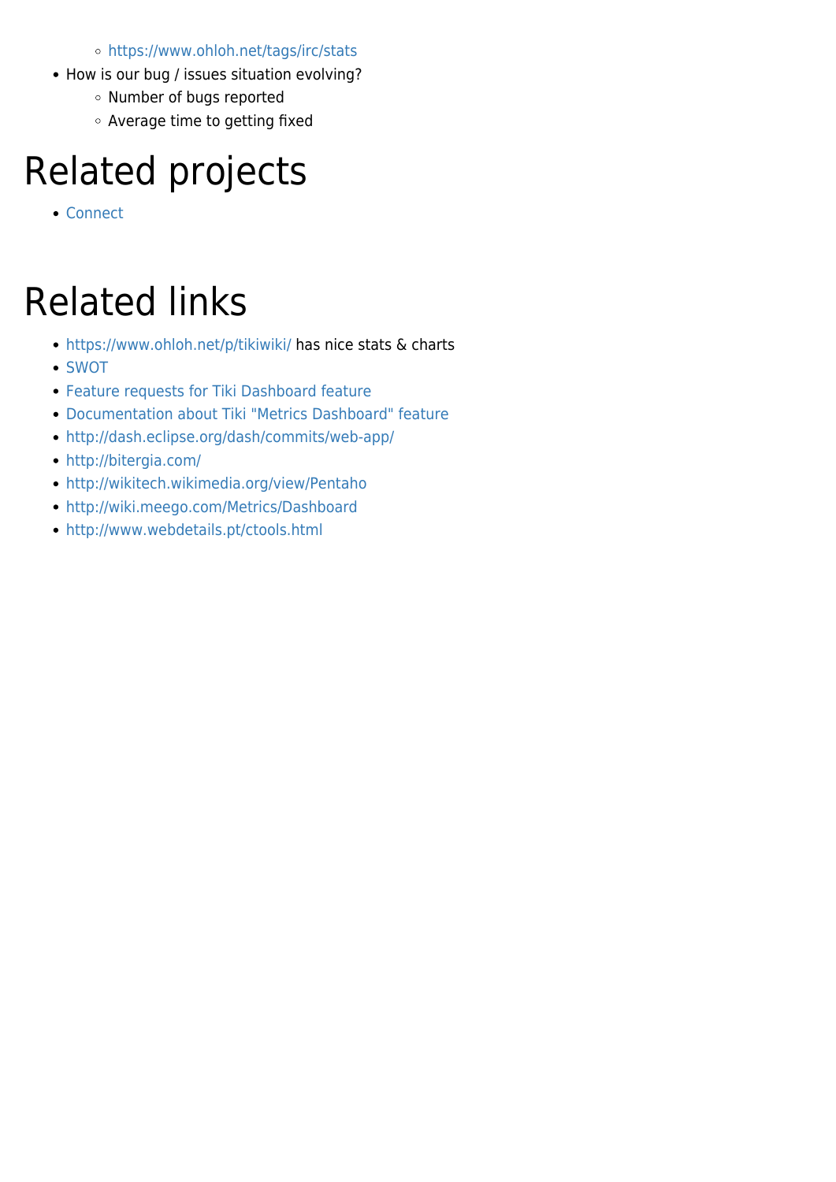- https://www.ohloh.net/tags/irc/stats
- How is our bug / issues situation evolving?
    - Number of bugs reported
    - Average time to getting fixed

# Related projects

- Connect

# Related links

- https://www.ohloh.net/p/tikiwiki/ has nice stats & charts
- SWOT
- Feature requests for Tiki Dashboard feature
- Documentation about Tiki "Metrics Dashboard" feature
- http://dash.eclipse.org/dash/commits/web-app/
- http://bitergia.com/
- http://wikitech.wikimedia.org/view/Pentaho
- http://wiki.meego.com/Metrics/Dashboard
- http://www.webdetails.pt/ctools.html